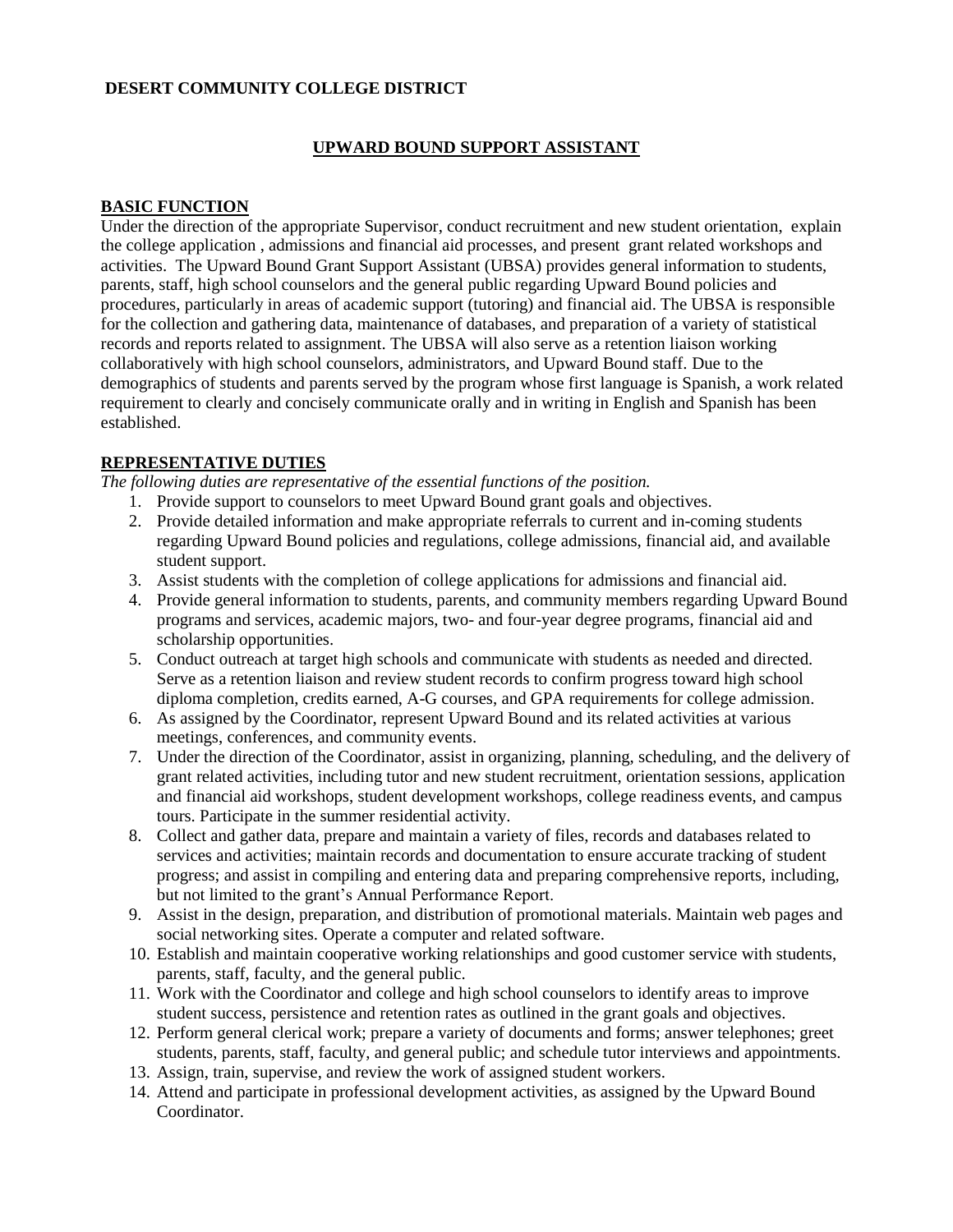**DESERT COMMUNITY COLLEGE DISTRICT**

## UPWARD BOUND SUPPORT ASSISTANT

### BASIC FUNCTION

Under the direction of the appropriate Supervisor, conduct recruitment and new student orientation, explain the college application , admissions and financial aid processes, and present grant related workshops and activities. The Upward Bound Grant Support Assistant (UBSA) provides general information to students, parents, staff, high school counselors and the general public regarding Upward Bound policies and procedures, particularly in areas of academic support (tutoring) and financial aid. The UBSA is responsible for the collection and gathering data, maintenance of databases, and preparation of a variety of statistical records and reports related to assignment. The UBSA will also serve as a retention liaison working collaboratively with high school counselors, administrators, and Upward Bound staff. Due to the demographics of students and parents served by the program whose first language is Spanish, a work related requirement to clearly and concisely communicate orally and in writing in English and Spanish has been established.

### REPRESENTATIVE DUTIES

*The following duties are representative of the essential functions of the position.*

1. Provide support to counselors to meet Upward Bound grant goals and objectives.
2. Provide detailed information and make appropriate referrals to current and in-coming students regarding Upward Bound policies and regulations, college admissions, financial aid, and available student support.
3. Assist students with the completion of college applications for admissions and financial aid.
4. Provide general information to students, parents, and community members regarding Upward Bound programs and services, academic majors, two- and four-year degree programs, financial aid and scholarship opportunities.
5. Conduct outreach at target high schools and communicate with students as needed and directed. Serve as a retention liaison and review student records to confirm progress toward high school diploma completion, credits earned, A-G courses, and GPA requirements for college admission.
6. As assigned by the Coordinator, represent Upward Bound and its related activities at various meetings, conferences, and community events.
7. Under the direction of the Coordinator, assist in organizing, planning, scheduling, and the delivery of grant related activities, including tutor and new student recruitment, orientation sessions, application and financial aid workshops, student development workshops, college readiness events, and campus tours. Participate in the summer residential activity.
8. Collect and gather data, prepare and maintain a variety of files, records and databases related to services and activities; maintain records and documentation to ensure accurate tracking of student progress; and assist in compiling and entering data and preparing comprehensive reports, including, but not limited to the grant's Annual Performance Report.
9. Assist in the design, preparation, and distribution of promotional materials. Maintain web pages and social networking sites. Operate a computer and related software.
10. Establish and maintain cooperative working relationships and good customer service with students, parents, staff, faculty, and the general public.
11. Work with the Coordinator and college and high school counselors to identify areas to improve student success, persistence and retention rates as outlined in the grant goals and objectives.
12. Perform general clerical work; prepare a variety of documents and forms; answer telephones; greet students, parents, staff, faculty, and general public; and schedule tutor interviews and appointments.
13. Assign, train, supervise, and review the work of assigned student workers.
14. Attend and participate in professional development activities, as assigned by the Upward Bound Coordinator.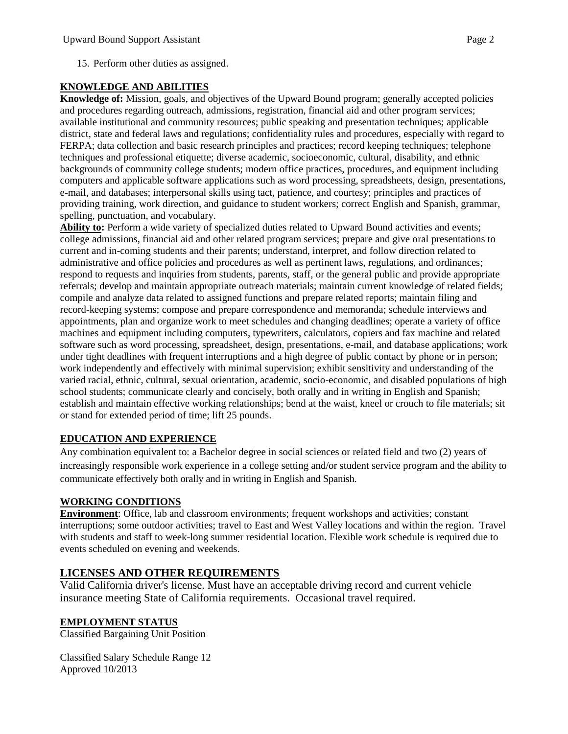15. Perform other duties as assigned.

## KNOWLEDGE AND ABILITIES

**Knowledge of:** Mission, goals, and objectives of the Upward Bound program; generally accepted policies and procedures regarding outreach, admissions, registration, financial aid and other program services; available institutional and community resources; public speaking and presentation techniques; applicable district, state and federal laws and regulations; confidentiality rules and procedures, especially with regard to FERPA; data collection and basic research principles and practices; record keeping techniques; telephone techniques and professional etiquette; diverse academic, socioeconomic, cultural, disability, and ethnic backgrounds of community college students; modern office practices, procedures, and equipment including computers and applicable software applications such as word processing, spreadsheets, design, presentations, e-mail, and databases; interpersonal skills using tact, patience, and courtesy; principles and practices of providing training, work direction, and guidance to student workers; correct English and Spanish, grammar, spelling, punctuation, and vocabulary.

**Ability to:** Perform a wide variety of specialized duties related to Upward Bound activities and events; college admissions, financial aid and other related program services; prepare and give oral presentations to current and in-coming students and their parents; understand, interpret, and follow direction related to administrative and office policies and procedures as well as pertinent laws, regulations, and ordinances; respond to requests and inquiries from students, parents, staff, or the general public and provide appropriate referrals; develop and maintain appropriate outreach materials; maintain current knowledge of related fields; compile and analyze data related to assigned functions and prepare related reports; maintain filing and record-keeping systems; compose and prepare correspondence and memoranda; schedule interviews and appointments, plan and organize work to meet schedules and changing deadlines; operate a variety of office machines and equipment including computers, typewriters, calculators, copiers and fax machine and related software such as word processing, spreadsheet, design, presentations, e-mail, and database applications; work under tight deadlines with frequent interruptions and a high degree of public contact by phone or in person; work independently and effectively with minimal supervision; exhibit sensitivity and understanding of the varied racial, ethnic, cultural, sexual orientation, academic, socio-economic, and disabled populations of high school students; communicate clearly and concisely, both orally and in writing in English and Spanish; establish and maintain effective working relationships; bend at the waist, kneel or crouch to file materials; sit or stand for extended period of time; lift 25 pounds.

## EDUCATION AND EXPERIENCE

Any combination equivalent to: a Bachelor degree in social sciences or related field and two (2) years of increasingly responsible work experience in a college setting and/or student service program and the ability to communicate effectively both orally and in writing in English and Spanish.

## WORKING CONDITIONS

**Environment**: Office, lab and classroom environments; frequent workshops and activities; constant interruptions; some outdoor activities; travel to East and West Valley locations and within the region. Travel with students and staff to week-long summer residential location. Flexible work schedule is required due to events scheduled on evening and weekends.

## LICENSES AND OTHER REQUIREMENTS

Valid California driver's license. Must have an acceptable driving record and current vehicle insurance meeting State of California requirements. Occasional travel required.

## EMPLOYMENT STATUS

Classified Bargaining Unit Position

Classified Salary Schedule Range 12
Approved 10/2013